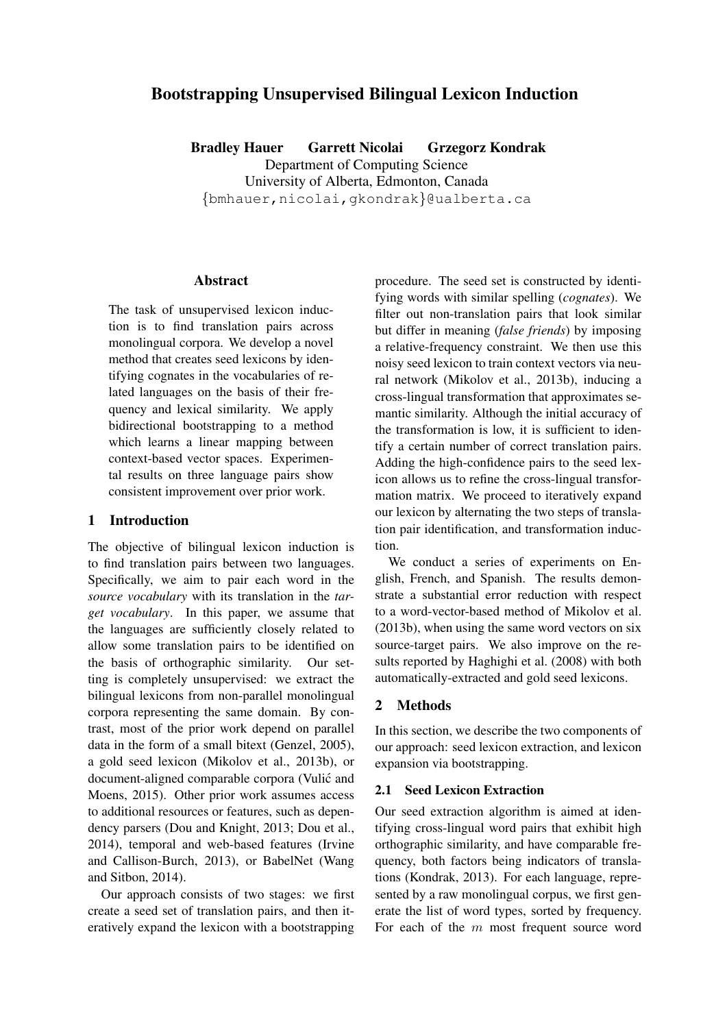# Bootstrapping Unsupervised Bilingual Lexicon Induction

**Bradley Hauer Garrett Nicolai Grzegorz Kondrak**
Department of Computing Science
University of Alberta, Edmonton, Canada
{bmhauer,nicolai,gkondrak}@ualberta.ca

## Abstract

The task of unsupervised lexicon induction is to find translation pairs across monolingual corpora. We develop a novel method that creates seed lexicons by identifying cognates in the vocabularies of related languages on the basis of their frequency and lexical similarity. We apply bidirectional bootstrapping to a method which learns a linear mapping between context-based vector spaces. Experimental results on three language pairs show consistent improvement over prior work.

## 1 Introduction

The objective of bilingual lexicon induction is to find translation pairs between two languages. Specifically, we aim to pair each word in the *source vocabulary* with its translation in the *target vocabulary*. In this paper, we assume that the languages are sufficiently closely related to allow some translation pairs to be identified on the basis of orthographic similarity. Our setting is completely unsupervised: we extract the bilingual lexicons from non-parallel monolingual corpora representing the same domain. By contrast, most of the prior work depend on parallel data in the form of a small bitext (Genzel, 2005), a gold seed lexicon (Mikolov et al., 2013b), or document-aligned comparable corpora (Vulić and Moens, 2015). Other prior work assumes access to additional resources or features, such as dependency parsers (Dou and Knight, 2013; Dou et al., 2014), temporal and web-based features (Irvine and Callison-Burch, 2013), or BabelNet (Wang and Sitbon, 2014).

Our approach consists of two stages: we first create a seed set of translation pairs, and then iteratively expand the lexicon with a bootstrapping procedure. The seed set is constructed by identifying words with similar spelling (*cognates*). We filter out non-translation pairs that look similar but differ in meaning (*false friends*) by imposing a relative-frequency constraint. We then use this noisy seed lexicon to train context vectors via neural network (Mikolov et al., 2013b), inducing a cross-lingual transformation that approximates semantic similarity. Although the initial accuracy of the transformation is low, it is sufficient to identify a certain number of correct translation pairs. Adding the high-confidence pairs to the seed lexicon allows us to refine the cross-lingual transformation matrix. We proceed to iteratively expand our lexicon by alternating the two steps of translation pair identification, and transformation induction.

We conduct a series of experiments on English, French, and Spanish. The results demonstrate a substantial error reduction with respect to a word-vector-based method of Mikolov et al. (2013b), when using the same word vectors on six source-target pairs. We also improve on the results reported by Haghighi et al. (2008) with both automatically-extracted and gold seed lexicons.

## 2 Methods

In this section, we describe the two components of our approach: seed lexicon extraction, and lexicon expansion via bootstrapping.

### 2.1 Seed Lexicon Extraction

Our seed extraction algorithm is aimed at identifying cross-lingual word pairs that exhibit high orthographic similarity, and have comparable frequency, both factors being indicators of translations (Kondrak, 2013). For each language, represented by a raw monolingual corpus, we first generate the list of word types, sorted by frequency. For each of the $m$ most frequent source word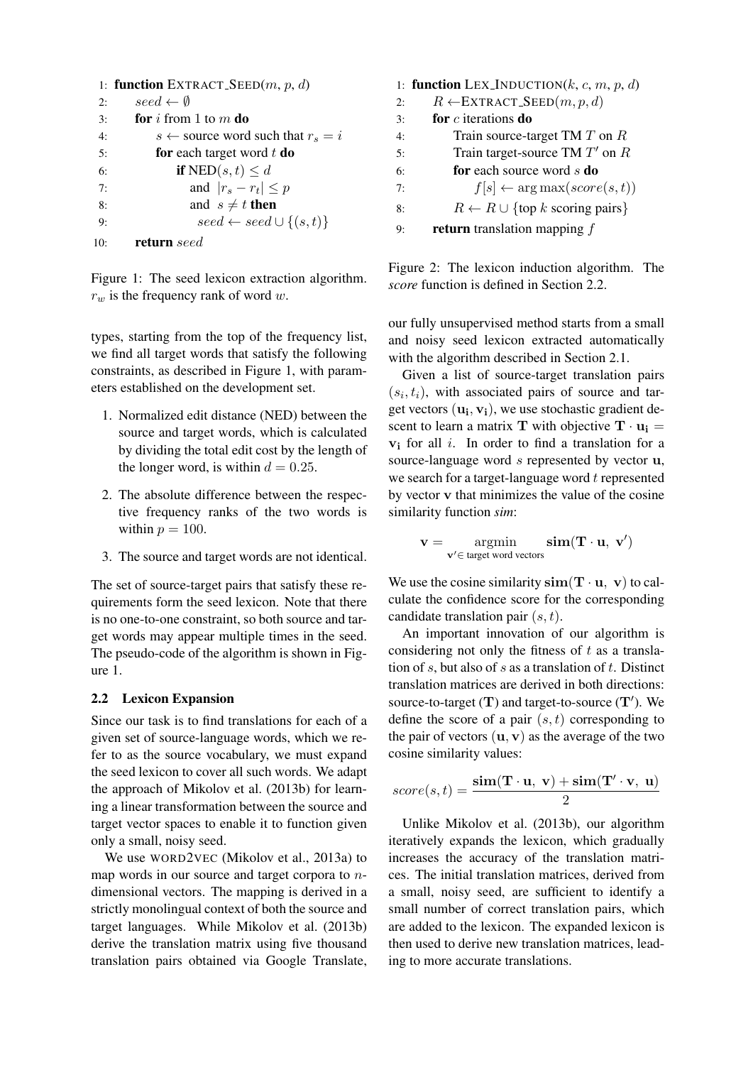```
1:  function EXTRACT_SEED(m, p, d)
2:      seed ← ∅
3:      for i from 1 to m do
4:          s ← source word such that r_s = i
5:          for each target word t do
6:              if NED(s, t) ≤ d
7:                  and |r_s − r_t| ≤ p
8:                  and s ≠ t then
9:                      seed ← seed ∪ {(s, t)}
10:     return seed
```

Figure 1: The seed lexicon extraction algorithm. $r_w$ is the frequency rank of word $w$.

types, starting from the top of the frequency list, we find all target words that satisfy the following constraints, as described in Figure 1, with parameters established on the development set.

1. Normalized edit distance (NED) between the source and target words, which is calculated by dividing the total edit cost by the length of the longer word, is within $d = 0.25$.
2. The absolute difference between the respective frequency ranks of the two words is within $p = 100$.
3. The source and target words are not identical.

The set of source-target pairs that satisfy these requirements form the seed lexicon. Note that there is no one-to-one constraint, so both source and target words may appear multiple times in the seed. The pseudo-code of the algorithm is shown in Figure 1.

### 2.2 Lexicon Expansion

Since our task is to find translations for each of a given set of source-language words, which we refer to as the source vocabulary, we must expand the seed lexicon to cover all such words. We adapt the approach of Mikolov et al. (2013b) for learning a linear transformation between the source and target vector spaces to enable it to function given only a small, noisy seed.

We use WORD2VEC (Mikolov et al., 2013a) to map words in our source and target corpora to $n$-dimensional vectors. The mapping is derived in a strictly monolingual context of both the source and target languages. While Mikolov et al. (2013b) derive the translation matrix using five thousand translation pairs obtained via Google Translate, our fully unsupervised method starts from a small and noisy seed lexicon extracted automatically with the algorithm described in Section 2.1.

```
1:  function LEX_INDUCTION(k, c, m, p, d)
2:      R ← EXTRACT_SEED(m, p, d)
3:      for c iterations do
4:          Train source-target TM T on R
5:          Train target-source TM T' on R
6:          for each source word s do
7:              f[s] ← arg max(score(s, t))
8:          R ← R ∪ {top k scoring pairs}
9:      return translation mapping f
```

Figure 2: The lexicon induction algorithm. The *score* function is defined in Section 2.2.

Given a list of source-target translation pairs $(s_i, t_i)$, with associated pairs of source and target vectors $(\mathbf{u_i}, \mathbf{v_i})$, we use stochastic gradient descent to learn a matrix $\mathbf{T}$ with objective $\mathbf{T} \cdot \mathbf{u_i} = \mathbf{v_i}$ for all $i$. In order to find a translation for a source-language word $s$ represented by vector $\mathbf{u}$, we search for a target-language word $t$ represented by vector $\mathbf{v}$ that minimizes the value of the cosine similarity function ***sim***:

$$\mathbf{v} = \underset{\mathbf{v}' \in \text{ target word vectors}}{\text{argmin}} \mathbf{sim}(\mathbf{T} \cdot \mathbf{u},\ \mathbf{v}')$$

We use the cosine similarity $\mathbf{sim}(\mathbf{T} \cdot \mathbf{u},\ \mathbf{v})$ to calculate the confidence score for the corresponding candidate translation pair $(s, t)$.

An important innovation of our algorithm is considering not only the fitness of $t$ as a translation of $s$, but also of $s$ as a translation of $t$. Distinct translation matrices are derived in both directions: source-to-target ($\mathbf{T}$) and target-to-source ($\mathbf{T}'$). We define the score of a pair $(s, t)$ corresponding to the pair of vectors $(\mathbf{u}, \mathbf{v})$ as the average of the two cosine similarity values:

$$score(s, t) = \frac{\mathbf{sim}(\mathbf{T} \cdot \mathbf{u},\ \mathbf{v}) + \mathbf{sim}(\mathbf{T}' \cdot \mathbf{v},\ \mathbf{u})}{2}$$

Unlike Mikolov et al. (2013b), our algorithm iteratively expands the lexicon, which gradually increases the accuracy of the translation matrices. The initial translation matrices, derived from a small, noisy seed, are sufficient to identify a small number of correct translation pairs, which are added to the lexicon. The expanded lexicon is then used to derive new translation matrices, leading to more accurate translations.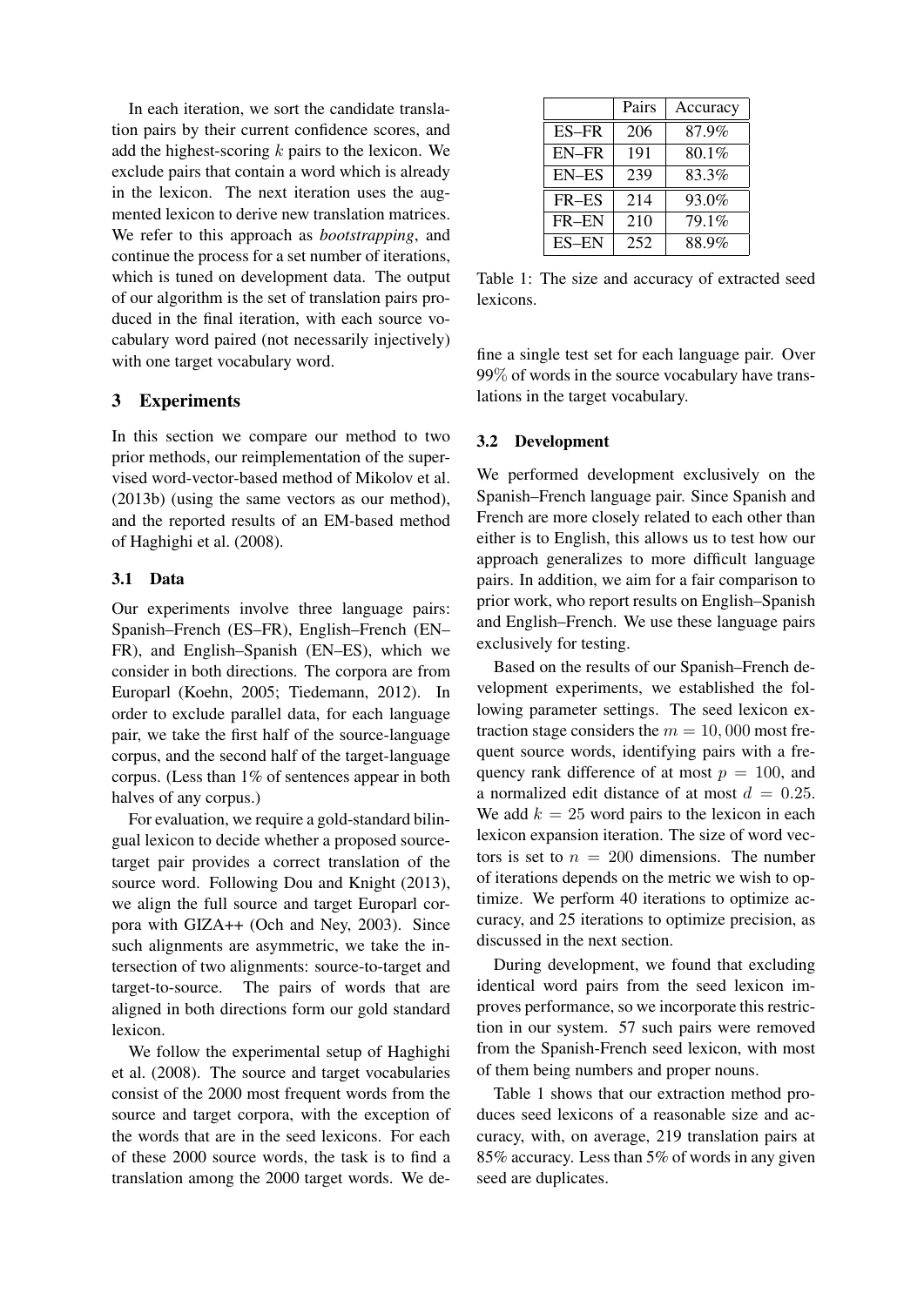In each iteration, we sort the candidate translation pairs by their current confidence scores, and add the highest-scoring $k$ pairs to the lexicon. We exclude pairs that contain a word which is already in the lexicon. The next iteration uses the augmented lexicon to derive new translation matrices. We refer to this approach as *bootstrapping*, and continue the process for a set number of iterations, which is tuned on development data. The output of our algorithm is the set of translation pairs produced in the final iteration, with each source vocabulary word paired (not necessarily injectively) with one target vocabulary word.

## 3 Experiments

In this section we compare our method to two prior methods, our reimplementation of the supervised word-vector-based method of Mikolov et al. (2013b) (using the same vectors as our method), and the reported results of an EM-based method of Haghighi et al. (2008).

### 3.1 Data

Our experiments involve three language pairs: Spanish–French (ES–FR), English–French (EN–FR), and English–Spanish (EN–ES), which we consider in both directions. The corpora are from Europarl (Koehn, 2005; Tiedemann, 2012). In order to exclude parallel data, for each language pair, we take the first half of the source-language corpus, and the second half of the target-language corpus. (Less than 1% of sentences appear in both halves of any corpus.)

For evaluation, we require a gold-standard bilingual lexicon to decide whether a proposed source-target pair provides a correct translation of the source word. Following Dou and Knight (2013), we align the full source and target Europarl corpora with GIZA++ (Och and Ney, 2003). Since such alignments are asymmetric, we take the intersection of two alignments: source-to-target and target-to-source. The pairs of words that are aligned in both directions form our gold standard lexicon.

We follow the experimental setup of Haghighi et al. (2008). The source and target vocabularies consist of the 2000 most frequent words from the source and target corpora, with the exception of the words that are in the seed lexicons. For each of these 2000 source words, the task is to find a translation among the 2000 target words. We define a single test set for each language pair. Over 99% of words in the source vocabulary have translations in the target vocabulary.

| | Pairs | Accuracy |
|---|---|---|
| ES–FR | 206 | 87.9% |
| EN–FR | 191 | 80.1% |
| EN–ES | 239 | 83.3% |
| FR–ES | 214 | 93.0% |
| FR–EN | 210 | 79.1% |
| ES–EN | 252 | 88.9% |

Table 1: The size and accuracy of extracted seed lexicons.

### 3.2 Development

We performed development exclusively on the Spanish–French language pair. Since Spanish and French are more closely related to each other than either is to English, this allows us to test how our approach generalizes to more difficult language pairs. In addition, we aim for a fair comparison to prior work, who report results on English–Spanish and English–French. We use these language pairs exclusively for testing.

Based on the results of our Spanish–French development experiments, we established the following parameter settings. The seed lexicon extraction stage considers the $m = 10,000$ most frequent source words, identifying pairs with a frequency rank difference of at most $p = 100$, and a normalized edit distance of at most $d = 0.25$. We add $k = 25$ word pairs to the lexicon in each lexicon expansion iteration. The size of word vectors is set to $n = 200$ dimensions. The number of iterations depends on the metric we wish to optimize. We perform 40 iterations to optimize accuracy, and 25 iterations to optimize precision, as discussed in the next section.

During development, we found that excluding identical word pairs from the seed lexicon improves performance, so we incorporate this restriction in our system. 57 such pairs were removed from the Spanish-French seed lexicon, with most of them being numbers and proper nouns.

Table 1 shows that our extraction method produces seed lexicons of a reasonable size and accuracy, with, on average, 219 translation pairs at 85% accuracy. Less than 5% of words in any given seed are duplicates.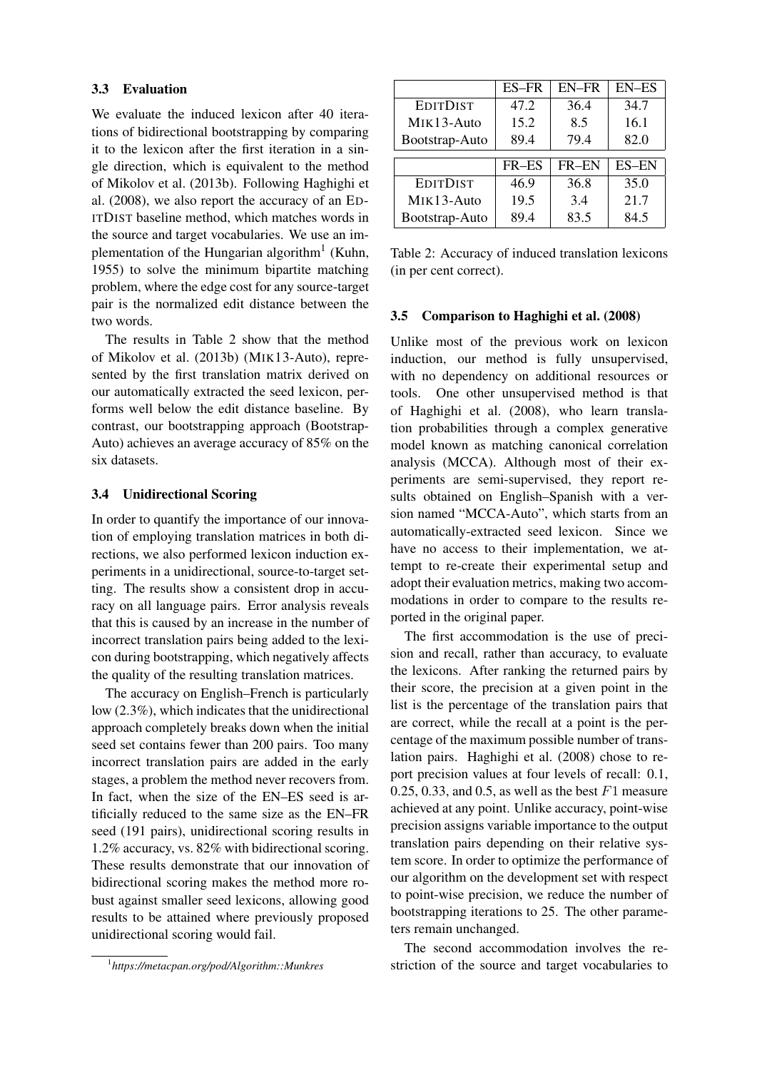### 3.3 Evaluation

We evaluate the induced lexicon after 40 iterations of bidirectional bootstrapping by comparing it to the lexicon after the first iteration in a single direction, which is equivalent to the method of Mikolov et al. (2013b). Following Haghighi et al. (2008), we also report the accuracy of an EDITDIST baseline method, which matches words in the source and target vocabularies. We use an implementation of the Hungarian algorithm[1] (Kuhn, 1955) to solve the minimum bipartite matching problem, where the edge cost for any source-target pair is the normalized edit distance between the two words.

The results in Table 2 show that the method of Mikolov et al. (2013b) (MIK13-Auto), represented by the first translation matrix derived on our automatically extracted the seed lexicon, performs well below the edit distance baseline. By contrast, our bootstrapping approach (Bootstrap-Auto) achieves an average accuracy of 85% on the six datasets.

### 3.4 Unidirectional Scoring

In order to quantify the importance of our innovation of employing translation matrices in both directions, we also performed lexicon induction experiments in a unidirectional, source-to-target setting. The results show a consistent drop in accuracy on all language pairs. Error analysis reveals that this is caused by an increase in the number of incorrect translation pairs being added to the lexicon during bootstrapping, which negatively affects the quality of the resulting translation matrices.

The accuracy on English–French is particularly low (2.3%), which indicates that the unidirectional approach completely breaks down when the initial seed set contains fewer than 200 pairs. Too many incorrect translation pairs are added in the early stages, a problem the method never recovers from. In fact, when the size of the EN–ES seed is artificially reduced to the same size as the EN–FR seed (191 pairs), unidirectional scoring results in 1.2% accuracy, vs. 82% with bidirectional scoring. These results demonstrate that our innovation of bidirectional scoring makes the method more robust against smaller seed lexicons, allowing good results to be attained where previously proposed unidirectional scoring would fail.

[1] *https://metacpan.org/pod/Algorithm::Munkres*

| | ES–FR | EN–FR | EN–ES |
|---|---|---|---|
| EDITDIST | 47.2 | 36.4 | 34.7 |
| MIK13-Auto | 15.2 | 8.5 | 16.1 |
| Bootstrap-Auto | 89.4 | 79.4 | 82.0 |
| | **FR–ES** | **FR–EN** | **ES–EN** |
| EDITDIST | 46.9 | 36.8 | 35.0 |
| MIK13-Auto | 19.5 | 3.4 | 21.7 |
| Bootstrap-Auto | 89.4 | 83.5 | 84.5 |

Table 2: Accuracy of induced translation lexicons (in per cent correct).

### 3.5 Comparison to Haghighi et al. (2008)

Unlike most of the previous work on lexicon induction, our method is fully unsupervised, with no dependency on additional resources or tools. One other unsupervised method is that of Haghighi et al. (2008), who learn translation probabilities through a complex generative model known as matching canonical correlation analysis (MCCA). Although most of their experiments are semi-supervised, they report results obtained on English–Spanish with a version named "MCCA-Auto", which starts from an automatically-extracted seed lexicon. Since we have no access to their implementation, we attempt to re-create their experimental setup and adopt their evaluation metrics, making two accommodations in order to compare to the results reported in the original paper.

The first accommodation is the use of precision and recall, rather than accuracy, to evaluate the lexicons. After ranking the returned pairs by their score, the precision at a given point in the list is the percentage of the translation pairs that are correct, while the recall at a point is the percentage of the maximum possible number of translation pairs. Haghighi et al. (2008) chose to report precision values at four levels of recall: 0.1, 0.25, 0.33, and 0.5, as well as the best $F1$ measure achieved at any point. Unlike accuracy, point-wise precision assigns variable importance to the output translation pairs depending on their relative system score. In order to optimize the performance of our algorithm on the development set with respect to point-wise precision, we reduce the number of bootstrapping iterations to 25. The other parameters remain unchanged.

The second accommodation involves the restriction of the source and target vocabularies to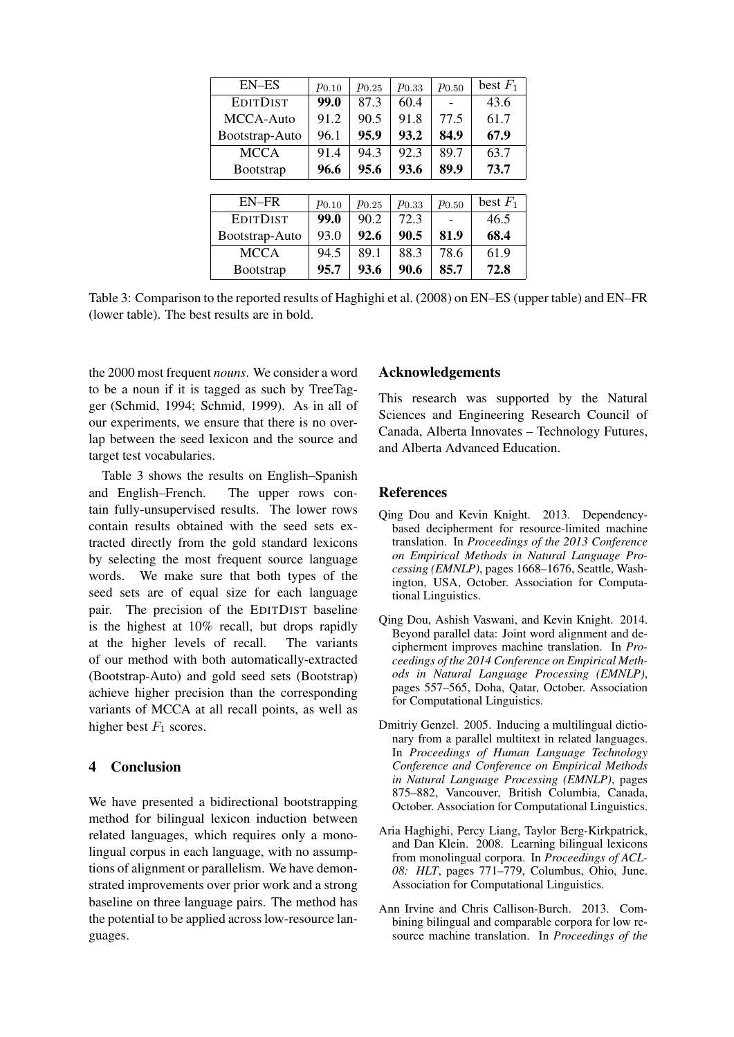| EN–ES | $p_{0.10}$ | $p_{0.25}$ | $p_{0.33}$ | $p_{0.50}$ | best $F_1$ |
|---|---|---|---|---|---|
| EDITDIST | **99.0** | 87.3 | 60.4 | - | 43.6 |
| MCCA-Auto | 91.2 | 90.5 | 91.8 | 77.5 | 61.7 |
| Bootstrap-Auto | 96.1 | **95.9** | **93.2** | **84.9** | **67.9** |
| MCCA | 91.4 | 94.3 | 92.3 | 89.7 | 63.7 |
| Bootstrap | **96.6** | **95.6** | **93.6** | **89.9** | **73.7** |

| EN–FR | $p_{0.10}$ | $p_{0.25}$ | $p_{0.33}$ | $p_{0.50}$ | best $F_1$ |
|---|---|---|---|---|---|
| EDITDIST | **99.0** | 90.2 | 72.3 | - | 46.5 |
| Bootstrap-Auto | 93.0 | **92.6** | **90.5** | **81.9** | **68.4** |
| MCCA | 94.5 | 89.1 | 88.3 | 78.6 | 61.9 |
| Bootstrap | **95.7** | **93.6** | **90.6** | **85.7** | **72.8** |

Table 3: Comparison to the reported results of Haghighi et al. (2008) on EN–ES (upper table) and EN–FR (lower table). The best results are in bold.

the 2000 most frequent *nouns*. We consider a word to be a noun if it is tagged as such by TreeTagger (Schmid, 1994; Schmid, 1999). As in all of our experiments, we ensure that there is no overlap between the seed lexicon and the source and target test vocabularies.

Table 3 shows the results on English–Spanish and English–French. The upper rows contain fully-unsupervised results. The lower rows contain results obtained with the seed sets extracted directly from the gold standard lexicons by selecting the most frequent source language words. We make sure that both types of the seed sets are of equal size for each language pair. The precision of the EDITDIST baseline is the highest at 10% recall, but drops rapidly at the higher levels of recall. The variants of our method with both automatically-extracted (Bootstrap-Auto) and gold seed sets (Bootstrap) achieve higher precision than the corresponding variants of MCCA at all recall points, as well as higher best $F_1$ scores.

## 4 Conclusion

We have presented a bidirectional bootstrapping method for bilingual lexicon induction between related languages, which requires only a monolingual corpus in each language, with no assumptions of alignment or parallelism. We have demonstrated improvements over prior work and a strong baseline on three language pairs. The method has the potential to be applied across low-resource languages.

## Acknowledgements

This research was supported by the Natural Sciences and Engineering Research Council of Canada, Alberta Innovates – Technology Futures, and Alberta Advanced Education.

## References

Qing Dou and Kevin Knight. 2013. Dependency-based decipherment for resource-limited machine translation. In *Proceedings of the 2013 Conference on Empirical Methods in Natural Language Processing (EMNLP)*, pages 1668–1676, Seattle, Washington, USA, October. Association for Computational Linguistics.

Qing Dou, Ashish Vaswani, and Kevin Knight. 2014. Beyond parallel data: Joint word alignment and decipherment improves machine translation. In *Proceedings of the 2014 Conference on Empirical Methods in Natural Language Processing (EMNLP)*, pages 557–565, Doha, Qatar, October. Association for Computational Linguistics.

Dmitriy Genzel. 2005. Inducing a multilingual dictionary from a parallel multitext in related languages. In *Proceedings of Human Language Technology Conference and Conference on Empirical Methods in Natural Language Processing (EMNLP)*, pages 875–882, Vancouver, British Columbia, Canada, October. Association for Computational Linguistics.

Aria Haghighi, Percy Liang, Taylor Berg-Kirkpatrick, and Dan Klein. 2008. Learning bilingual lexicons from monolingual corpora. In *Proceedings of ACL-08: HLT*, pages 771–779, Columbus, Ohio, June. Association for Computational Linguistics.

Ann Irvine and Chris Callison-Burch. 2013. Combining bilingual and comparable corpora for low resource machine translation. In *Proceedings of the*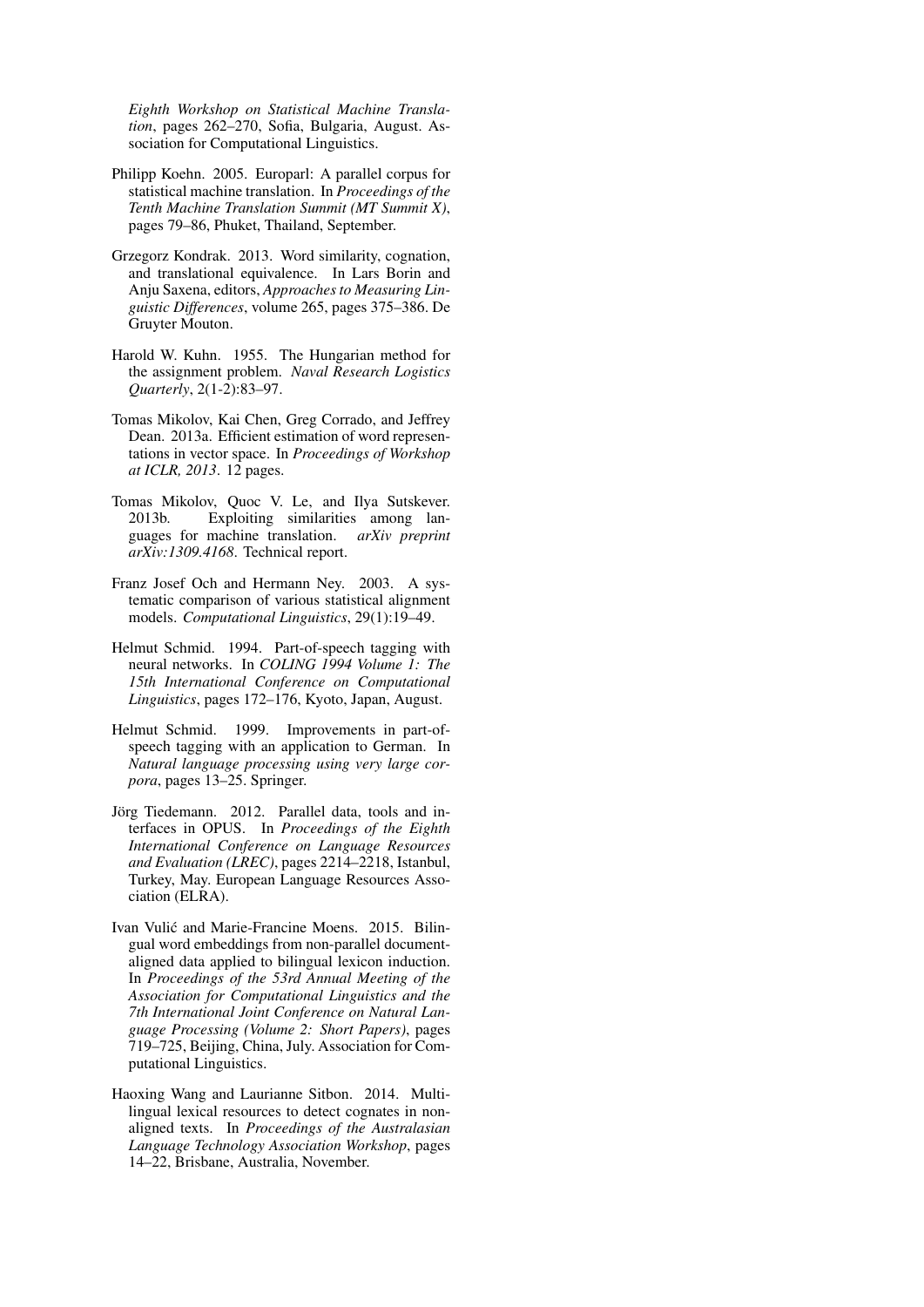*Eighth Workshop on Statistical Machine Translation*, pages 262–270, Sofia, Bulgaria, August. Association for Computational Linguistics.

Philipp Koehn. 2005. Europarl: A parallel corpus for statistical machine translation. In *Proceedings of the Tenth Machine Translation Summit (MT Summit X)*, pages 79–86, Phuket, Thailand, September.

Grzegorz Kondrak. 2013. Word similarity, cognation, and translational equivalence. In Lars Borin and Anju Saxena, editors, *Approaches to Measuring Linguistic Differences*, volume 265, pages 375–386. De Gruyter Mouton.

Harold W. Kuhn. 1955. The Hungarian method for the assignment problem. *Naval Research Logistics Quarterly*, 2(1-2):83–97.

Tomas Mikolov, Kai Chen, Greg Corrado, and Jeffrey Dean. 2013a. Efficient estimation of word representations in vector space. In *Proceedings of Workshop at ICLR, 2013*. 12 pages.

Tomas Mikolov, Quoc V. Le, and Ilya Sutskever. 2013b. Exploiting similarities among languages for machine translation. *arXiv preprint arXiv:1309.4168*. Technical report.

Franz Josef Och and Hermann Ney. 2003. A systematic comparison of various statistical alignment models. *Computational Linguistics*, 29(1):19–49.

Helmut Schmid. 1994. Part-of-speech tagging with neural networks. In *COLING 1994 Volume 1: The 15th International Conference on Computational Linguistics*, pages 172–176, Kyoto, Japan, August.

Helmut Schmid. 1999. Improvements in part-of-speech tagging with an application to German. In *Natural language processing using very large corpora*, pages 13–25. Springer.

Jörg Tiedemann. 2012. Parallel data, tools and interfaces in OPUS. In *Proceedings of the Eighth International Conference on Language Resources and Evaluation (LREC)*, pages 2214–2218, Istanbul, Turkey, May. European Language Resources Association (ELRA).

Ivan Vulić and Marie-Francine Moens. 2015. Bilingual word embeddings from non-parallel document-aligned data applied to bilingual lexicon induction. In *Proceedings of the 53rd Annual Meeting of the Association for Computational Linguistics and the 7th International Joint Conference on Natural Language Processing (Volume 2: Short Papers)*, pages 719–725, Beijing, China, July. Association for Computational Linguistics.

Haoxing Wang and Laurianne Sitbon. 2014. Multilingual lexical resources to detect cognates in non-aligned texts. In *Proceedings of the Australasian Language Technology Association Workshop*, pages 14–22, Brisbane, Australia, November.